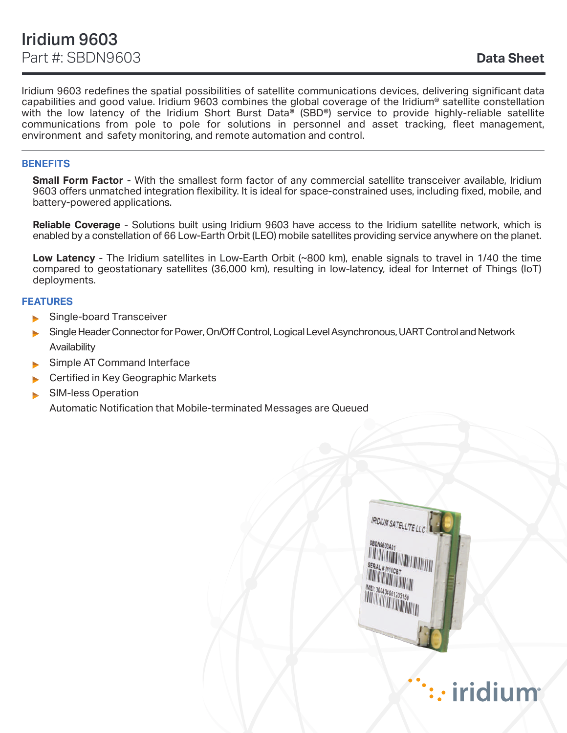# Iridium 9603

Part #: SBDN9603

**Data Sheet**

Iridium 9603 redefines the spatial possibilities of satellite communications devices, delivering significant data capabilities and good value. Iridium 9603 combines the global coverage of the Iridium® satellite constellation with the low latency of the Iridium Short Burst Data® (SBD®) service to provide highly-reliable satellite communications from pole to pole for solutions in personnel and asset tracking, fleet management, environment and safety monitoring, and remote automation and control.

## BENEFITS

**Small Form Factor** - With the smallest form factor of any commercial satellite transceiver available, Iridium 9603 offers unmatched integration flexibility. It is ideal for space-constrained uses, including fixed, mobile, and battery-powered applications.

**Reliable Coverage** - Solutions built using Iridium 9603 have access to the Iridium satellite network, which is enabled by a constellation of 66 Low-Earth Orbit (LEO) mobile satellites providing service anywhere on the planet.

**Low Latency** - The Iridium satellites in Low-Earth Orbit (~800 km), enable signals to travel in 1/40 the time compared to geostationary satellites (36,000 km), resulting in low-latency, ideal for Internet of Things (IoT) deployments.

## FEATURES

- Single-board Transceiver
- Single Header Connector for Power, On/Off Control, Logical Level Asynchronous, UART Control and Network Availability
- Simple AT Command Interface
- Certified in Key Geographic Markets
- SIM-less Operation

  Automatic Notification that Mobile-terminated Messages are Queued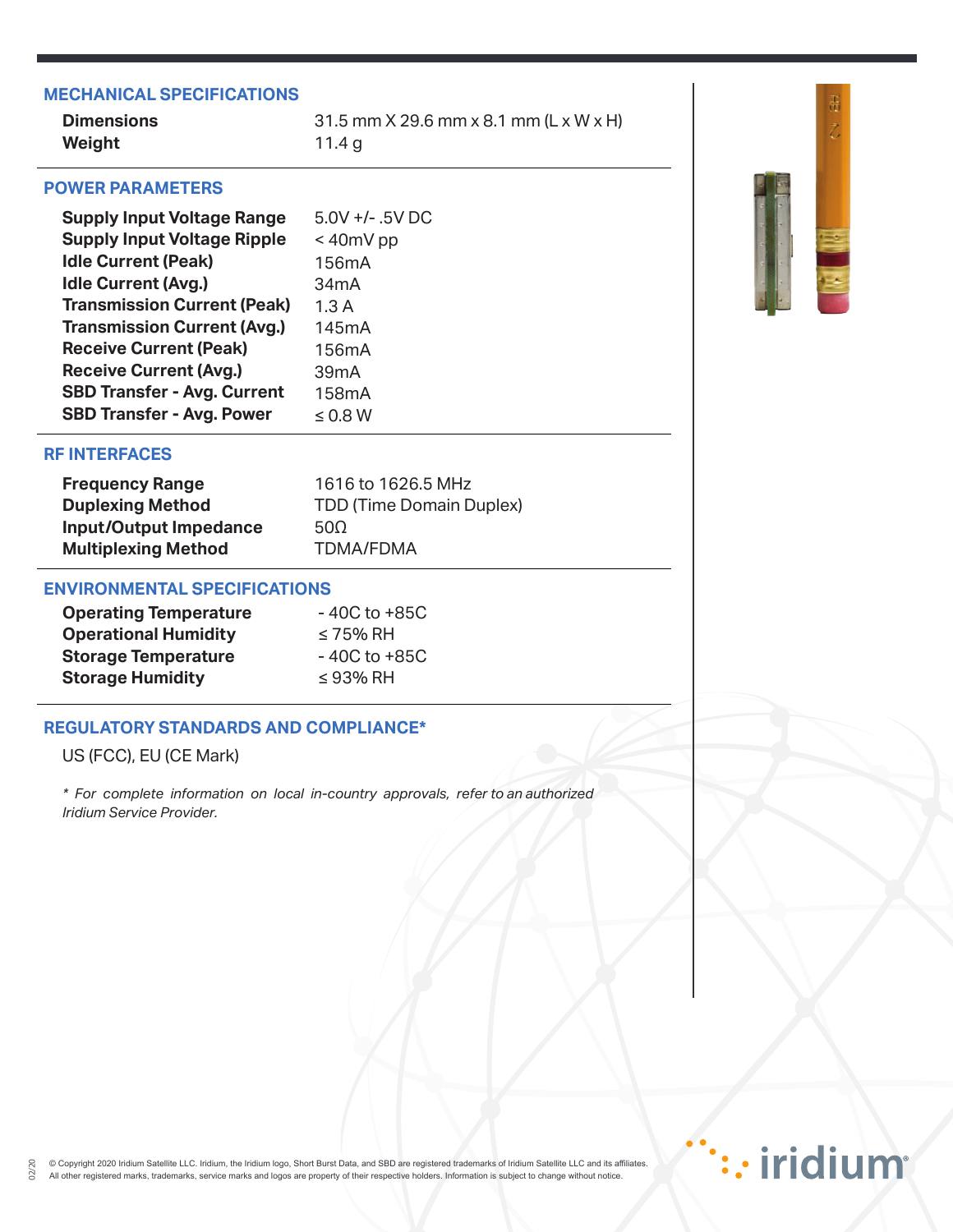## MECHANICAL SPECIFICATIONS

| | |
|---|---|
| **Dimensions** | 31.5 mm X 29.6 mm x 8.1 mm (L x W x H) |
| **Weight** | 11.4 g |

## POWER PARAMETERS

| | |
|---|---|
| **Supply Input Voltage Range** | 5.0V +/- .5V DC |
| **Supply Input Voltage Ripple** | < 40mV pp |
| **Idle Current (Peak)** | 156mA |
| **Idle Current (Avg.)** | 34mA |
| **Transmission Current (Peak)** | 1.3 A |
| **Transmission Current (Avg.)** | 145mA |
| **Receive Current (Peak)** | 156mA |
| **Receive Current (Avg.)** | 39mA |
| **SBD Transfer - Avg. Current** | 158mA |
| **SBD Transfer - Avg. Power** | ≤ 0.8 W |

## RF INTERFACES

| | |
|---|---|
| **Frequency Range** | 1616 to 1626.5 MHz |
| **Duplexing Method** | TDD (Time Domain Duplex) |
| **Input/Output Impedance** | 50Ω |
| **Multiplexing Method** | TDMA/FDMA |

## ENVIRONMENTAL SPECIFICATIONS

| | |
|---|---|
| **Operating Temperature** | - 40C to +85C |
| **Operational Humidity** | ≤ 75% RH |
| **Storage Temperature** | - 40C to +85C |
| **Storage Humidity** | ≤ 93% RH |

## REGULATORY STANDARDS AND COMPLIANCE*

US (FCC), EU (CE Mark)

*\* For complete information on local in-country approvals, refer to an authorized Iridium Service Provider.*

© Copyright 2020 Iridium Satellite LLC. Iridium, the Iridium logo, Short Burst Data, and SBD are registered trademarks of Iridium Satellite LLC and its affiliates. All other registered marks, trademarks, service marks and logos are property of their respective holders. Information is subject to change without notice.

02/20

iridium®